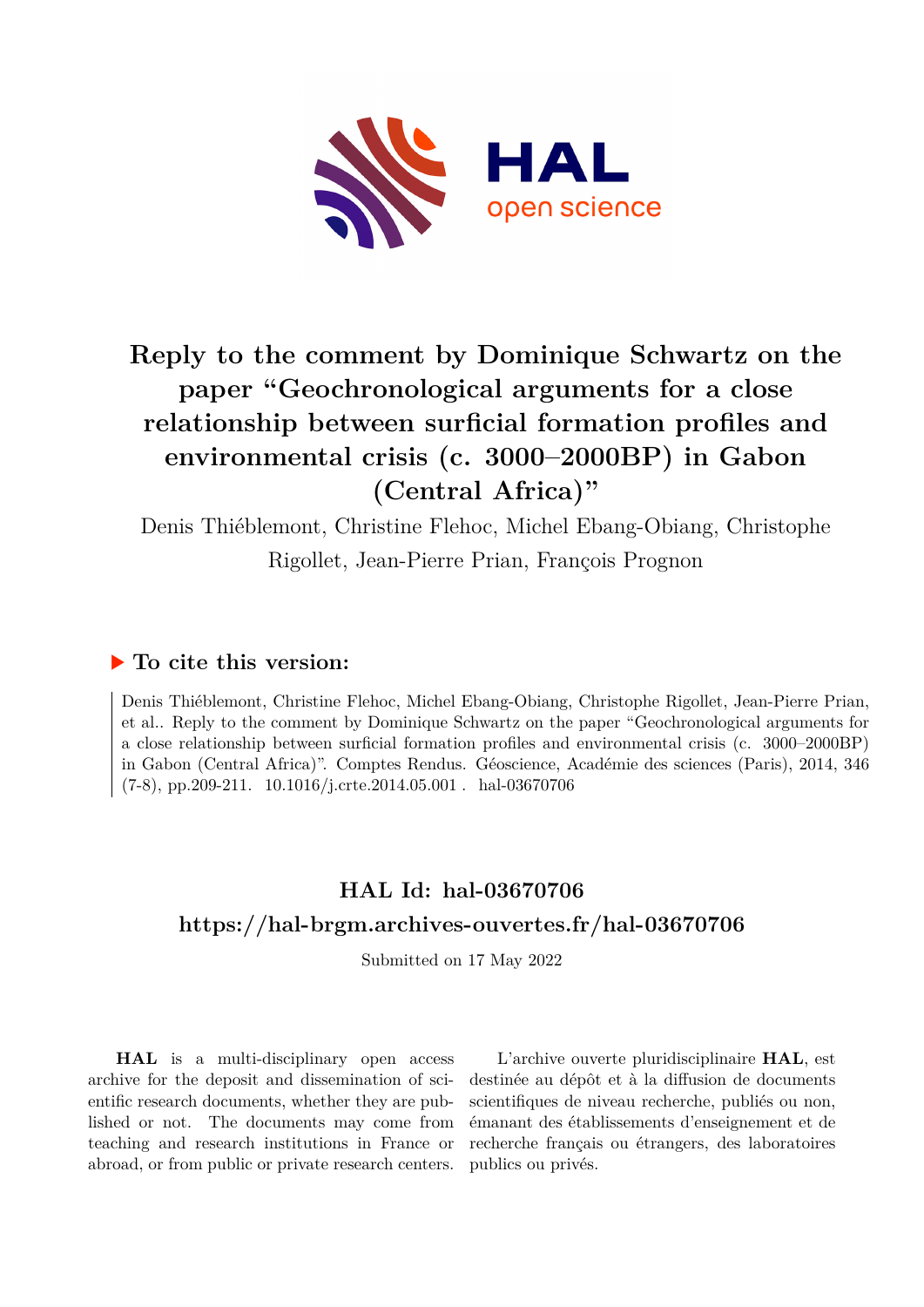# Reply to the comment by Dominique Schwartz on the paper "Geochronological arguments for a close relationship between surficial formation profiles and environmental crisis (c. 3000–2000BP) in Gabon (Central Africa)"

Denis Thiéblemont, Christine Flehoc, Michel Ebang-Obiang, Christophe Rigollet, Jean-Pierre Prian, François Prognon

## ▶ To cite this version:

Denis Thiéblemont, Christine Flehoc, Michel Ebang-Obiang, Christophe Rigollet, Jean-Pierre Prian, et al.. Reply to the comment by Dominique Schwartz on the paper "Geochronological arguments for a close relationship between surficial formation profiles and environmental crisis (c. 3000–2000BP) in Gabon (Central Africa)". Comptes Rendus. Géoscience, Académie des sciences (Paris), 2014, 346 (7-8), pp.209-211. 10.1016/j.crte.2014.05.001 . hal-03670706

## HAL Id: hal-03670706

## https://hal-brgm.archives-ouvertes.fr/hal-03670706

Submitted on 17 May 2022

**HAL** is a multi-disciplinary open access archive for the deposit and dissemination of scientific research documents, whether they are published or not. The documents may come from teaching and research institutions in France or abroad, or from public or private research centers.

L'archive ouverte pluridisciplinaire **HAL**, est destinée au dépôt et à la diffusion de documents scientifiques de niveau recherche, publiés ou non, émanant des établissements d'enseignement et de recherche français ou étrangers, des laboratoires publics ou privés.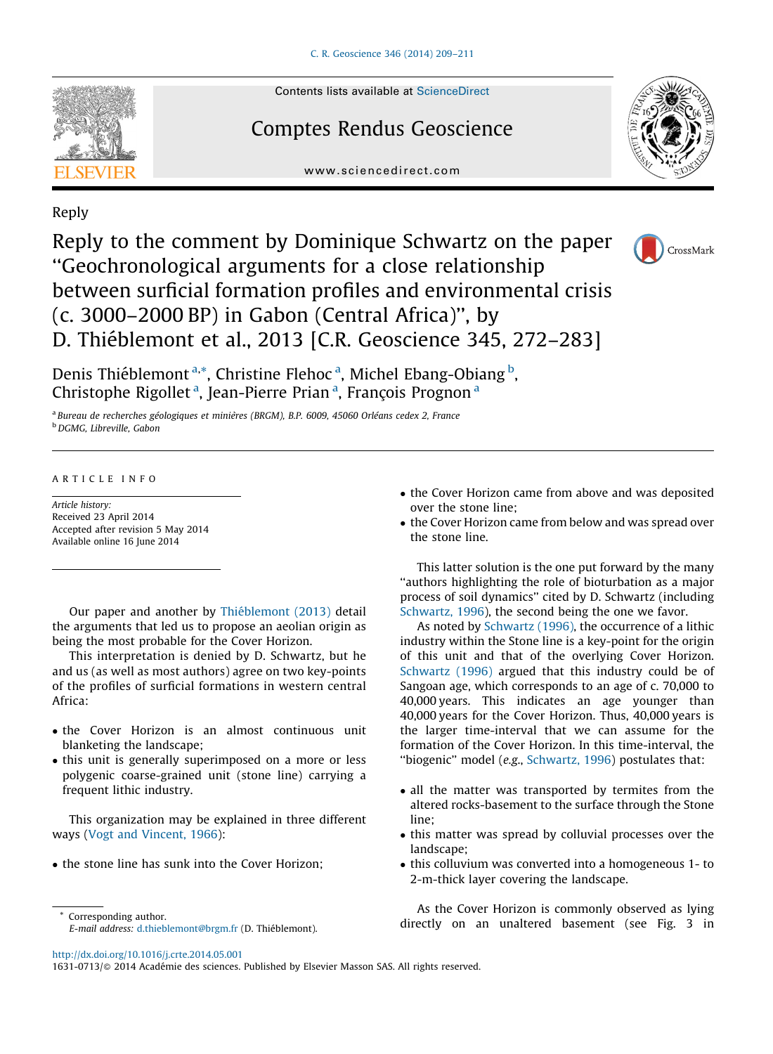Reply

# Reply to the comment by Dominique Schwartz on the paper "Geochronological arguments for a close relationship between surficial formation profiles and environmental crisis (c. 3000–2000 BP) in Gabon (Central Africa)", by D. Thiéblemont et al., 2013 [C.R. Geoscience 345, 272–283]

Denis Thiéblemont [a,*], Christine Flehoc [a], Michel Ebang-Obiang [b], Christophe Rigollet [a], Jean-Pierre Prian [a], François Prognon [a]

[a] Bureau de recherches géologiques et minières (BRGM), B.P. 6009, 45060 Orléans cedex 2, France
[b] DGMG, Libreville, Gabon

## ARTICLE INFO

*Article history:*
Received 23 April 2014
Accepted after revision 5 May 2014
Available online 16 June 2014

Our paper and another by Thiéblemont (2013) detail the arguments that led us to propose an aeolian origin as being the most probable for the Cover Horizon.

This interpretation is denied by D. Schwartz, but he and us (as well as most authors) agree on two key-points of the profiles of surficial formations in western central Africa:

- the Cover Horizon is an almost continuous unit blanketing the landscape;
- this unit is generally superimposed on a more or less polygenic coarse-grained unit (stone line) carrying a frequent lithic industry.

This organization may be explained in three different ways (Vogt and Vincent, 1966):

- the stone line has sunk into the Cover Horizon;
- the Cover Horizon came from above and was deposited over the stone line;
- the Cover Horizon came from below and was spread over the stone line.

This latter solution is the one put forward by the many "authors highlighting the role of bioturbation as a major process of soil dynamics" cited by D. Schwartz (including Schwartz, 1996), the second being the one we favor.

As noted by Schwartz (1996), the occurrence of a lithic industry within the Stone line is a key-point for the origin of this unit and that of the overlying Cover Horizon. Schwartz (1996) argued that this industry could be of Sangoan age, which corresponds to an age of c. 70,000 to 40,000 years. This indicates an age younger than 40,000 years for the Cover Horizon. Thus, 40,000 years is the larger time-interval that we can assume for the formation of the Cover Horizon. In this time-interval, the "biogenic" model (*e.g.*, Schwartz, 1996) postulates that:

- all the matter was transported by termites from the altered rocks-basement to the surface through the Stone line;
- this matter was spread by colluvial processes over the landscape;
- this colluvium was converted into a homogeneous 1- to 2-m-thick layer covering the landscape.

As the Cover Horizon is commonly observed as lying directly on an unaltered basement (see Fig. 3 in

\* Corresponding author.
*E-mail address:* d.thieblemont@brgm.fr (D. Thiéblemont).

http://dx.doi.org/10.1016/j.crte.2014.05.001
1631-0713/© 2014 Académie des sciences. Published by Elsevier Masson SAS. All rights reserved.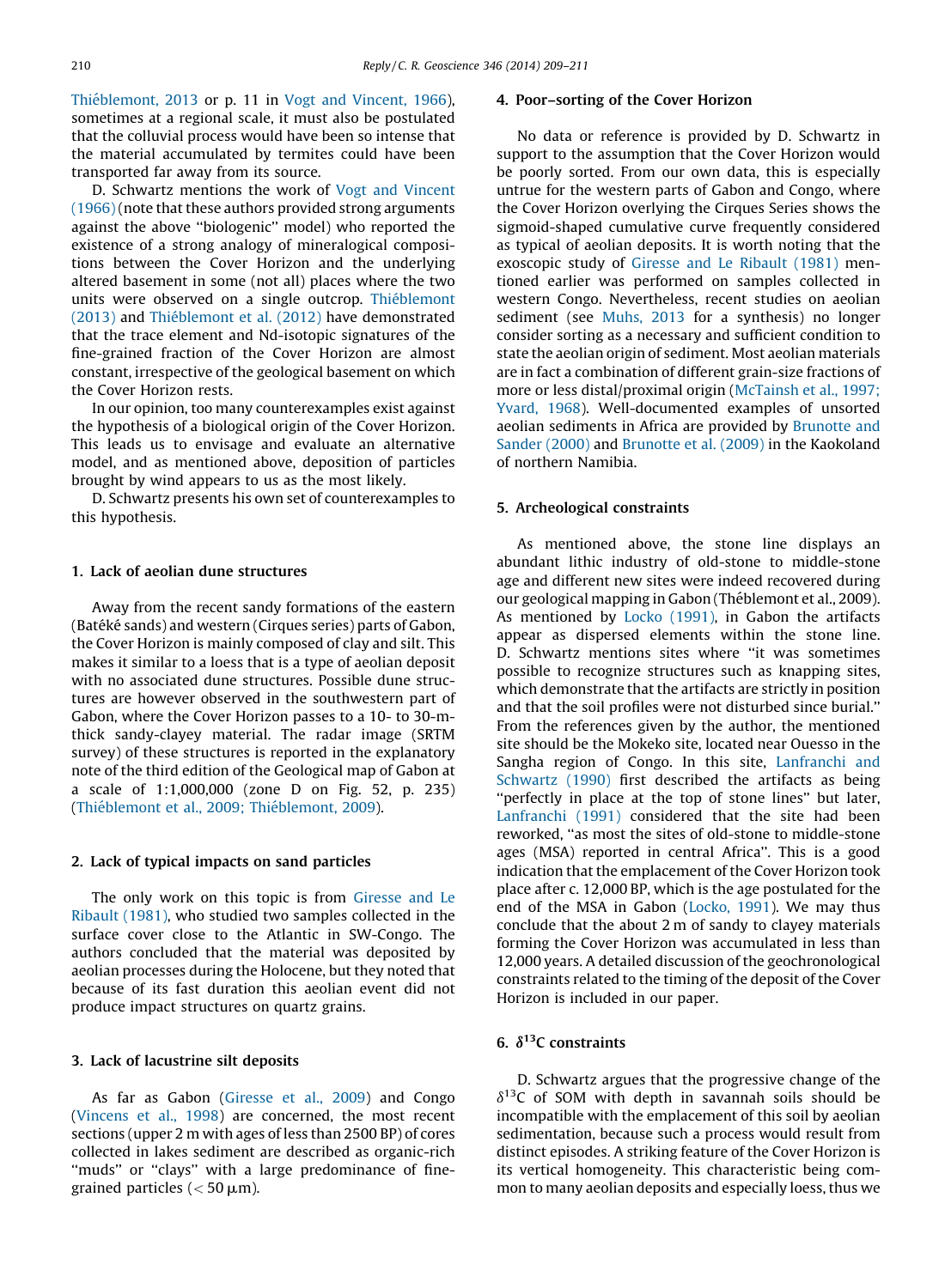Thiéblemont, 2013 or p. 11 in Vogt and Vincent, 1966), sometimes at a regional scale, it must also be postulated that the colluvial process would have been so intense that the material accumulated by termites could have been transported far away from its source.

D. Schwartz mentions the work of Vogt and Vincent (1966) (note that these authors provided strong arguments against the above ''biologenic'' model) who reported the existence of a strong analogy of mineralogical compositions between the Cover Horizon and the underlying altered basement in some (not all) places where the two units were observed on a single outcrop. Thiéblemont (2013) and Thiéblemont et al. (2012) have demonstrated that the trace element and Nd-isotopic signatures of the fine-grained fraction of the Cover Horizon are almost constant, irrespective of the geological basement on which the Cover Horizon rests.

In our opinion, too many counterexamples exist against the hypothesis of a biological origin of the Cover Horizon. This leads us to envisage and evaluate an alternative model, and as mentioned above, deposition of particles brought by wind appears to us as the most likely.

D. Schwartz presents his own set of counterexamples to this hypothesis.

## 1. Lack of aeolian dune structures

Away from the recent sandy formations of the eastern (Batéké sands) and western (Cirques series) parts of Gabon, the Cover Horizon is mainly composed of clay and silt. This makes it similar to a loess that is a type of aeolian deposit with no associated dune structures. Possible dune structures are however observed in the southwestern part of Gabon, where the Cover Horizon passes to a 10- to 30-m-thick sandy-clayey material. The radar image (SRTM survey) of these structures is reported in the explanatory note of the third edition of the Geological map of Gabon at a scale of 1:1,000,000 (zone D on Fig. 52, p. 235) (Thiéblemont et al., 2009; Thiéblemont, 2009).

## 2. Lack of typical impacts on sand particles

The only work on this topic is from Giresse and Le Ribault (1981), who studied two samples collected in the surface cover close to the Atlantic in SW-Congo. The authors concluded that the material was deposited by aeolian processes during the Holocene, but they noted that because of its fast duration this aeolian event did not produce impact structures on quartz grains.

## 3. Lack of lacustrine silt deposits

As far as Gabon (Giresse et al., 2009) and Congo (Vincens et al., 1998) are concerned, the most recent sections (upper 2 m with ages of less than 2500 BP) of cores collected in lakes sediment are described as organic-rich ''muds'' or ''clays'' with a large predominance of fine-grained particles ($< 50\,\mu$m).

## 4. Poor–sorting of the Cover Horizon

No data or reference is provided by D. Schwartz in support to the assumption that the Cover Horizon would be poorly sorted. From our own data, this is especially untrue for the western parts of Gabon and Congo, where the Cover Horizon overlying the Cirques Series shows the sigmoid-shaped cumulative curve frequently considered as typical of aeolian deposits. It is worth noting that the exoscopic study of Giresse and Le Ribault (1981) mentioned earlier was performed on samples collected in western Congo. Nevertheless, recent studies on aeolian sediment (see Muhs, 2013 for a synthesis) no longer consider sorting as a necessary and sufficient condition to state the aeolian origin of sediment. Most aeolian materials are in fact a combination of different grain-size fractions of more or less distal/proximal origin (McTainsh et al., 1997; Yvard, 1968). Well-documented examples of unsorted aeolian sediments in Africa are provided by Brunotte and Sander (2000) and Brunotte et al. (2009) in the Kaokoland of northern Namibia.

## 5. Archeological constraints

As mentioned above, the stone line displays an abundant lithic industry of old-stone to middle-stone age and different new sites were indeed recovered during our geological mapping in Gabon (Théblemont et al., 2009). As mentioned by Locko (1991), in Gabon the artifacts appear as dispersed elements within the stone line. D. Schwartz mentions sites where ''it was sometimes possible to recognize structures such as knapping sites, which demonstrate that the artifacts are strictly in position and that the soil profiles were not disturbed since burial.'' From the references given by the author, the mentioned site should be the Mokeko site, located near Ouesso in the Sangha region of Congo. In this site, Lanfranchi and Schwartz (1990) first described the artifacts as being ''perfectly in place at the top of stone lines'' but later, Lanfranchi (1991) considered that the site had been reworked, ''as most the sites of old-stone to middle-stone ages (MSA) reported in central Africa''. This is a good indication that the emplacement of the Cover Horizon took place after c. 12,000 BP, which is the age postulated for the end of the MSA in Gabon (Locko, 1991). We may thus conclude that the about 2 m of sandy to clayey materials forming the Cover Horizon was accumulated in less than 12,000 years. A detailed discussion of the geochronological constraints related to the timing of the deposit of the Cover Horizon is included in our paper.

## 6. $\delta^{13}$C constraints

D. Schwartz argues that the progressive change of the $\delta^{13}$C of SOM with depth in savannah soils should be incompatible with the emplacement of this soil by aeolian sedimentation, because such a process would result from distinct episodes. A striking feature of the Cover Horizon is its vertical homogeneity. This characteristic being common to many aeolian deposits and especially loess, thus we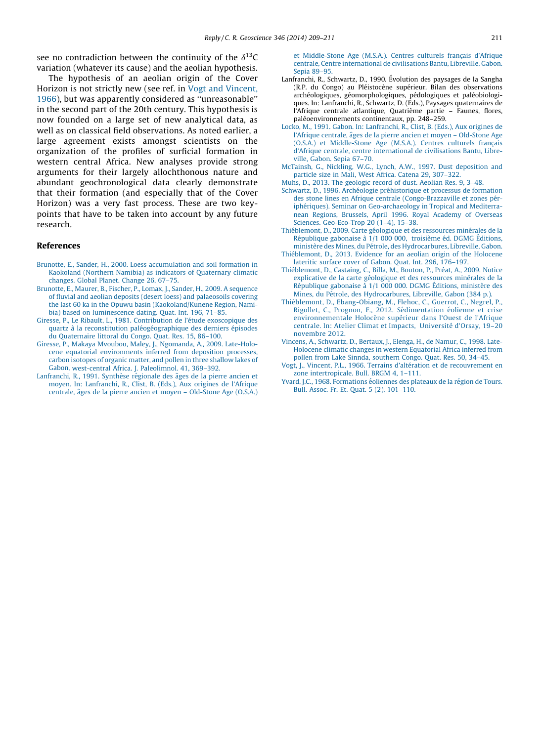see no contradiction between the continuity of the $\delta^{13}C$ variation (whatever its cause) and the aeolian hypothesis.

The hypothesis of an aeolian origin of the Cover Horizon is not strictly new (see ref. in Vogt and Vincent, 1966), but was apparently considered as "unreasonable" in the second part of the 20th century. This hypothesis is now founded on a large set of new analytical data, as well as on classical field observations. As noted earlier, a large agreement exists amongst scientists on the organization of the profiles of surficial formation in western central Africa. New analyses provide strong arguments for their largely allochthonous nature and abundant geochronological data clearly demonstrate that their formation (and especially that of the Cover Horizon) was a very fast process. These are two key-points that have to be taken into account by any future research.

## References

Brunotte, E., Sander, H., 2000. Loess accumulation and soil formation in Kaokoland (Northern Namibia) as indicators of Quaternary climatic changes. Global Planet. Change 26, 67–75.

Brunotte, E., Maurer, B., Fischer, P., Lomax, J., Sander, H., 2009. A sequence of fluvial and aeolian deposits (desert loess) and palaeosoils covering the last 60 ka in the Opuwu basin (Kaokoland/Kunene Region, Namibia) based on luminescence dating. Quat. Int. 196, 71–85.

Giresse, P., Le Ribault, L., 1981. Contribution de l'étude exoscopique des quartz à la reconstitution paléogéographique des derniers épisodes du Quaternaire littoral du Congo. Quat. Res. 15, 86–100.

Giresse, P., Makaya Mvoubou, Maley, J., Ngomanda, A., 2009. Late-Holocene equatorial environments inferred from deposition processes, carbon isotopes of organic matter, and pollen in three shallow lakes of Gabon, west-central Africa. J. Paleolimnol. 41, 369–392.

Lanfranchi, R., 1991. Synthèse régionale des âges de la pierre ancien et moyen. In: Lanfranchi, R., Clist, B. (Eds.), Aux origines de l'Afrique centrale, âges de la pierre ancien et moyen – Old-Stone Age (O.S.A.) et Middle-Stone Age (M.S.A.). Centres culturels français d'Afrique centrale, Centre international de civilisations Bantu, Libreville, Gabon. Sepia 89–95.

Lanfranchi, R., Schwartz, D., 1990. Évolution des paysages de la Sangha (R.P. du Congo) au Pléistocène supérieur. Bilan des observations archéologiques, géomorphologiques, pédologiques et paléobiologiques. In: Lanfranchi, R., Schwartz, D. (Eds.), Paysages quaternaires de l'Afrique centrale atlantique, Quatrième partie – Faunes, flores, paléoenvironnements continentaux, pp. 248–259.

Locko, M., 1991. Gabon. In: Lanfranchi, R., Clist, B. (Eds.), Aux origines de l'Afrique centrale, âges de la pierre ancien et moyen – Old-Stone Age (O.S.A.) et Middle-Stone Age (M.S.A.). Centres culturels français d'Afrique centrale, centre international de civilisations Bantu, Libreville, Gabon. Sepia 67–70.

McTainsh, G., Nickling, W.G., Lynch, A.W., 1997. Dust deposition and particle size in Mali, West Africa. Catena 29, 307–322.

Muhs, D., 2013. The geologic record of dust. Aeolian Res. 9, 3–48.

Schwartz, D., 1996. Archéologie préhistorique et processus de formation des stone lines en Afrique centrale (Congo-Brazzaville et zones périphériques). Seminar on Geo-archaeology in Tropical and Mediterranean Regions, Brussels, April 1996. Royal Academy of Overseas Sciences. Geo-Eco-Trop 20 (1–4), 15–38.

Thiéblemont, D., 2009. Carte géologique et des ressources minérales de la République gabonaise à 1/1 000 000, troisième éd. DGMG Éditions, ministère des Mines, du Pétrole, des Hydrocarbures, Libreville, Gabon.

Thiéblemont, D., 2013. Evidence for an aeolian origin of the Holocene lateritic surface cover of Gabon. Quat. Int. 296, 176–197.

Thiéblemont, D., Castaing, C., Billa, M., Bouton, P., Préat, A., 2009. Notice explicative de la carte géologique et des ressources minérales de la République gabonaise à 1/1 000 000. DGMG Éditions, ministère des Mines, du Pétrole, des Hydrocarbures, Libreville, Gabon (384 p.).

Thiéblemont, D., Ebang-Obiang, M., Flehoc, C., Guerrot, C., Negrel, P., Rigollet, C., Prognon, F., 2012. Sédimentation éolienne et crise environnementale Holocène supérieur dans l'Ouest de l'Afrique centrale. In: Atelier Climat et Impacts, Université d'Orsay, 19–20 novembre 2012.

Vincens, A., Schwartz, D., Bertaux, J., Elenga, H., de Namur, C., 1998. Late-Holocene climatic changes in western Equatorial Africa inferred from pollen from Lake Sinnda, southern Congo. Quat. Res. 50, 34–45.

Vogt, J., Vincent, P.L., 1966. Terrains d'altération et de recouvrement en zone intertropicale. Bull. BRGM 4, 1–111.

Yvard, J.C., 1968. Formations éoliennes des plateaux de la région de Tours. Bull. Assoc. Fr. Et. Quat. 5 (2), 101–110.